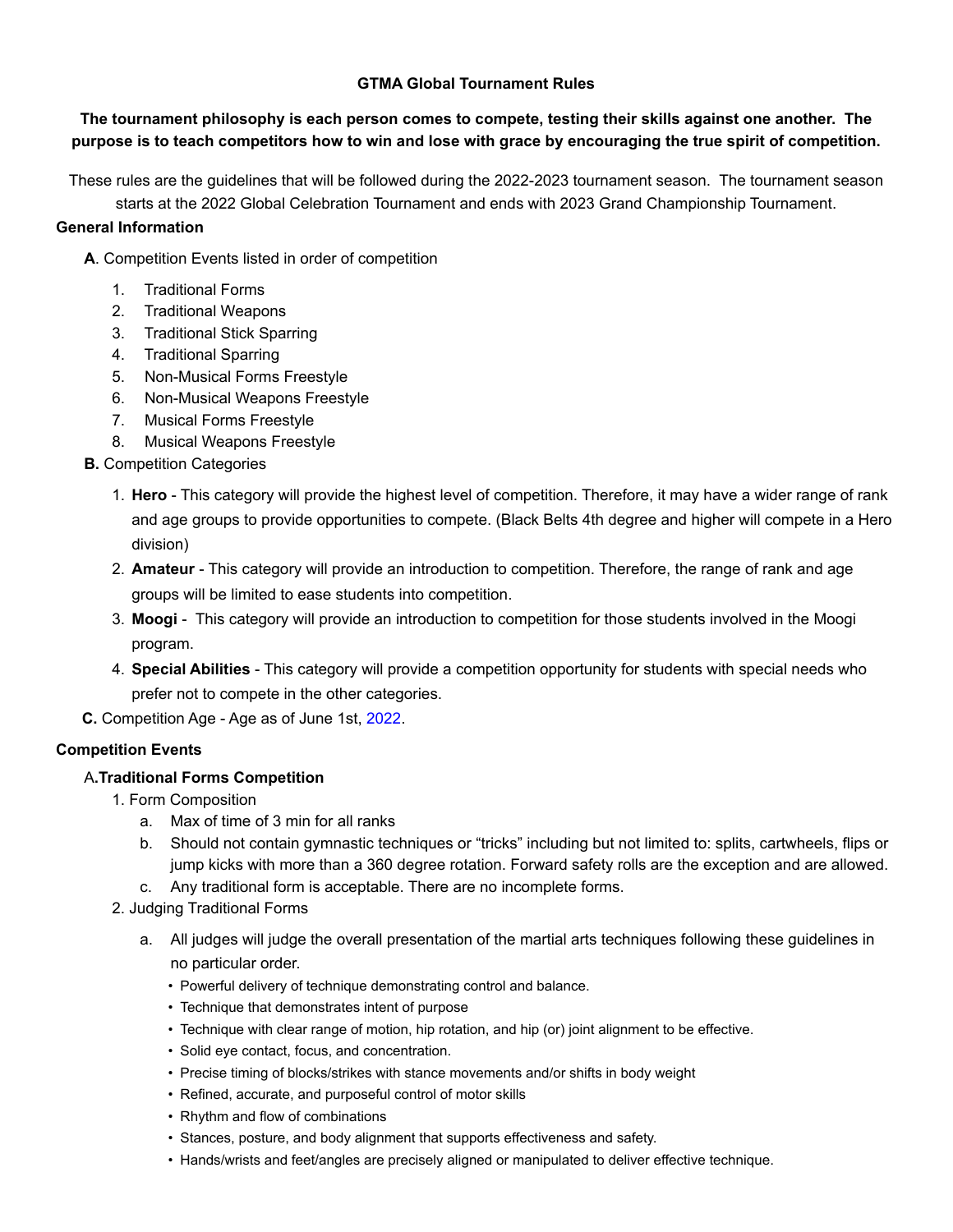## GTMA Global Tournament Rules

**The tournament philosophy is each person comes to compete, testing their skills against one another. The purpose is to teach competitors how to win and lose with grace by encouraging the true spirit of competition.**

These rules are the guidelines that will be followed during the 2022-2023 tournament season. The tournament season starts at the 2022 Global Celebration Tournament and ends with 2023 Grand Championship Tournament.

### General Information

**A**. Competition Events listed in order of competition

1. Traditional Forms
2. Traditional Weapons
3. Traditional Stick Sparring
4. Traditional Sparring
5. Non-Musical Forms Freestyle
6. Non-Musical Weapons Freestyle
7. Musical Forms Freestyle
8. Musical Weapons Freestyle

**B.** Competition Categories

1. **Hero** - This category will provide the highest level of competition. Therefore, it may have a wider range of rank and age groups to provide opportunities to compete. (Black Belts 4th degree and higher will compete in a Hero division)
2. **Amateur** - This category will provide an introduction to competition. Therefore, the range of rank and age groups will be limited to ease students into competition.
3. **Moogi** - This category will provide an introduction to competition for those students involved in the Moogi program.
4. **Special Abilities** - This category will provide a competition opportunity for students with special needs who prefer not to compete in the other categories.

**C.** Competition Age - Age as of June 1st, 2022.

### Competition Events

A.**Traditional Forms Competition**

1. Form Composition
   a. Max of time of 3 min for all ranks
   b. Should not contain gymnastic techniques or "tricks" including but not limited to: splits, cartwheels, flips or jump kicks with more than a 360 degree rotation. Forward safety rolls are the exception and are allowed.
   c. Any traditional form is acceptable. There are no incomplete forms.
2. Judging Traditional Forms
   a. All judges will judge the overall presentation of the martial arts techniques following these guidelines in no particular order.
      - Powerful delivery of technique demonstrating control and balance.
      - Technique that demonstrates intent of purpose
      - Technique with clear range of motion, hip rotation, and hip (or) joint alignment to be effective.
      - Solid eye contact, focus, and concentration.
      - Precise timing of blocks/strikes with stance movements and/or shifts in body weight
      - Refined, accurate, and purposeful control of motor skills
      - Rhythm and flow of combinations
      - Stances, posture, and body alignment that supports effectiveness and safety.
      - Hands/wrists and feet/angles are precisely aligned or manipulated to deliver effective technique.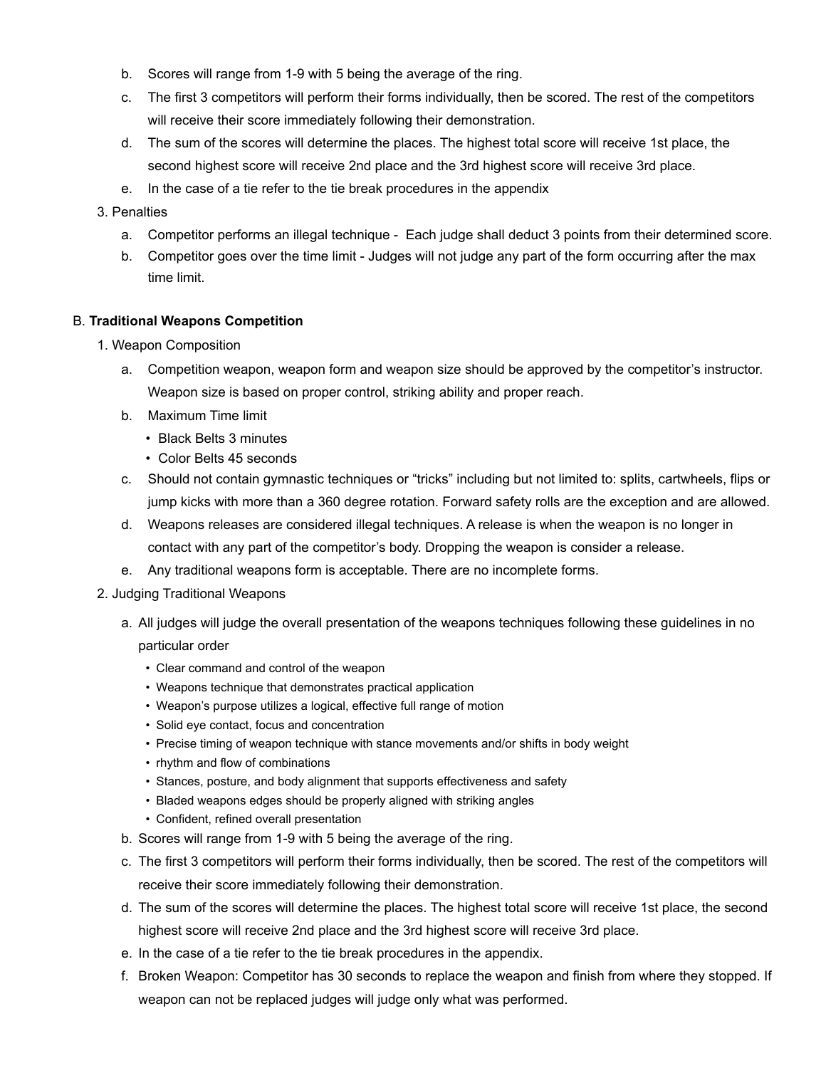b. Scores will range from 1-9 with 5 being the average of the ring.
c. The first 3 competitors will perform their forms individually, then be scored. The rest of the competitors will receive their score immediately following their demonstration.
d. The sum of the scores will determine the places. The highest total score will receive 1st place, the second highest score will receive 2nd place and the 3rd highest score will receive 3rd place.
e. In the case of a tie refer to the tie break procedures in the appendix

3. Penalties
   a. Competitor performs an illegal technique - Each judge shall deduct 3 points from their determined score.
   b. Competitor goes over the time limit - Judges will not judge any part of the form occurring after the max time limit.

B. **Traditional Weapons Competition**

1. Weapon Composition
   a. Competition weapon, weapon form and weapon size should be approved by the competitor's instructor. Weapon size is based on proper control, striking ability and proper reach.
   b. Maximum Time limit
      - Black Belts 3 minutes
      - Color Belts 45 seconds
   c. Should not contain gymnastic techniques or "tricks" including but not limited to: splits, cartwheels, flips or jump kicks with more than a 360 degree rotation. Forward safety rolls are the exception and are allowed.
   d. Weapons releases are considered illegal techniques. A release is when the weapon is no longer in contact with any part of the competitor's body. Dropping the weapon is consider a release.
   e. Any traditional weapons form is acceptable. There are no incomplete forms.
2. Judging Traditional Weapons
   a. All judges will judge the overall presentation of the weapons techniques following these guidelines in no particular order
      - Clear command and control of the weapon
      - Weapons technique that demonstrates practical application
      - Weapon's purpose utilizes a logical, effective full range of motion
      - Solid eye contact, focus and concentration
      - Precise timing of weapon technique with stance movements and/or shifts in body weight
      - rhythm and flow of combinations
      - Stances, posture, and body alignment that supports effectiveness and safety
      - Bladed weapons edges should be properly aligned with striking angles
      - Confident, refined overall presentation
   b. Scores will range from 1-9 with 5 being the average of the ring.
   c. The first 3 competitors will perform their forms individually, then be scored. The rest of the competitors will receive their score immediately following their demonstration.
   d. The sum of the scores will determine the places. The highest total score will receive 1st place, the second highest score will receive 2nd place and the 3rd highest score will receive 3rd place.
   e. In the case of a tie refer to the tie break procedures in the appendix.
   f. Broken Weapon: Competitor has 30 seconds to replace the weapon and finish from where they stopped. If weapon can not be replaced judges will judge only what was performed.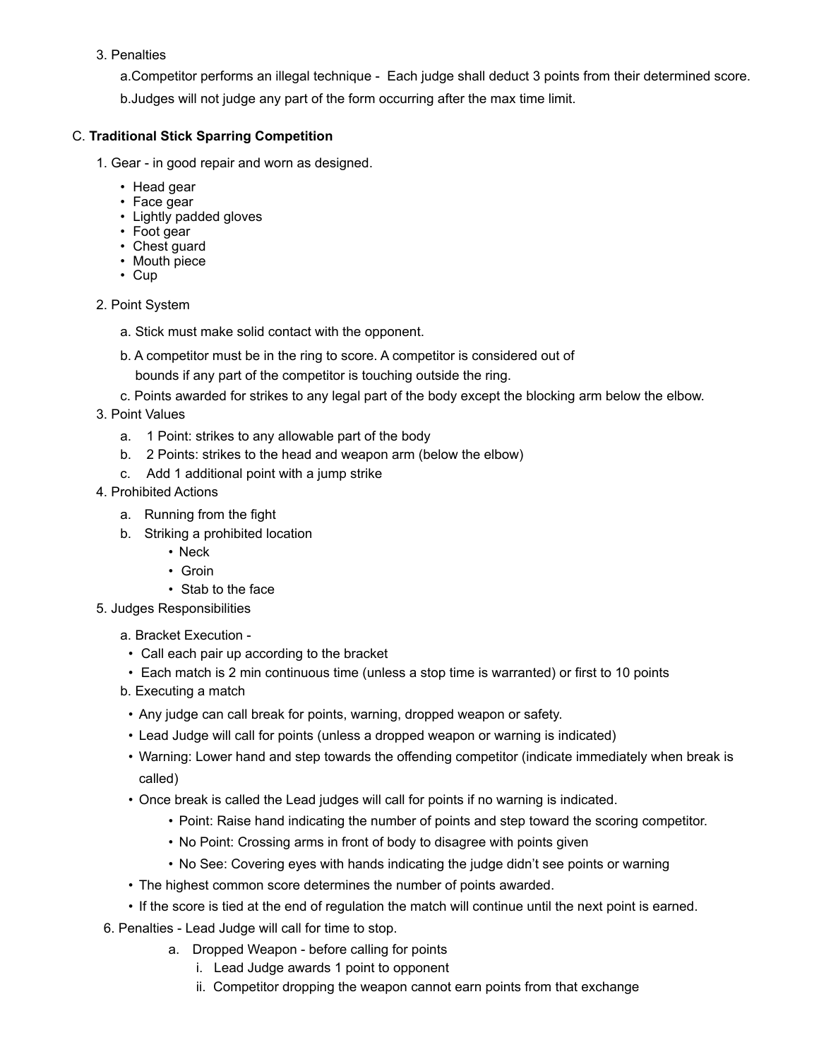3. Penalties

   a. Competitor performs an illegal technique - Each judge shall deduct 3 points from their determined score.

   b. Judges will not judge any part of the form occurring after the max time limit.

C. **Traditional Stick Sparring Competition**

1. Gear - in good repair and worn as designed.
   - Head gear
   - Face gear
   - Lightly padded gloves
   - Foot gear
   - Chest guard
   - Mouth piece
   - Cup

2. Point System

   a. Stick must make solid contact with the opponent.

   b. A competitor must be in the ring to score. A competitor is considered out of bounds if any part of the competitor is touching outside the ring.

   c. Points awarded for strikes to any legal part of the body except the blocking arm below the elbow.

3. Point Values

   a. 1 Point: strikes to any allowable part of the body

   b. 2 Points: strikes to the head and weapon arm (below the elbow)

   c. Add 1 additional point with a jump strike

4. Prohibited Actions

   a. Running from the fight

   b. Striking a prohibited location
      - Neck
      - Groin
      - Stab to the face

5. Judges Responsibilities

   a. Bracket Execution -
      - Call each pair up according to the bracket
      - Each match is 2 min continuous time (unless a stop time is warranted) or first to 10 points

   b. Executing a match
      - Any judge can call break for points, warning, dropped weapon or safety.
      - Lead Judge will call for points (unless a dropped weapon or warning is indicated)
      - Warning: Lower hand and step towards the offending competitor (indicate immediately when break is called)
      - Once break is called the Lead judges will call for points if no warning is indicated.
        - Point: Raise hand indicating the number of points and step toward the scoring competitor.
        - No Point: Crossing arms in front of body to disagree with points given
        - No See: Covering eyes with hands indicating the judge didn't see points or warning
      - The highest common score determines the number of points awarded.
      - If the score is tied at the end of regulation the match will continue until the next point is earned.

6. Penalties - Lead Judge will call for time to stop.

   a. Dropped Weapon - before calling for points
      1. Lead Judge awards 1 point to opponent
      2. Competitor dropping the weapon cannot earn points from that exchange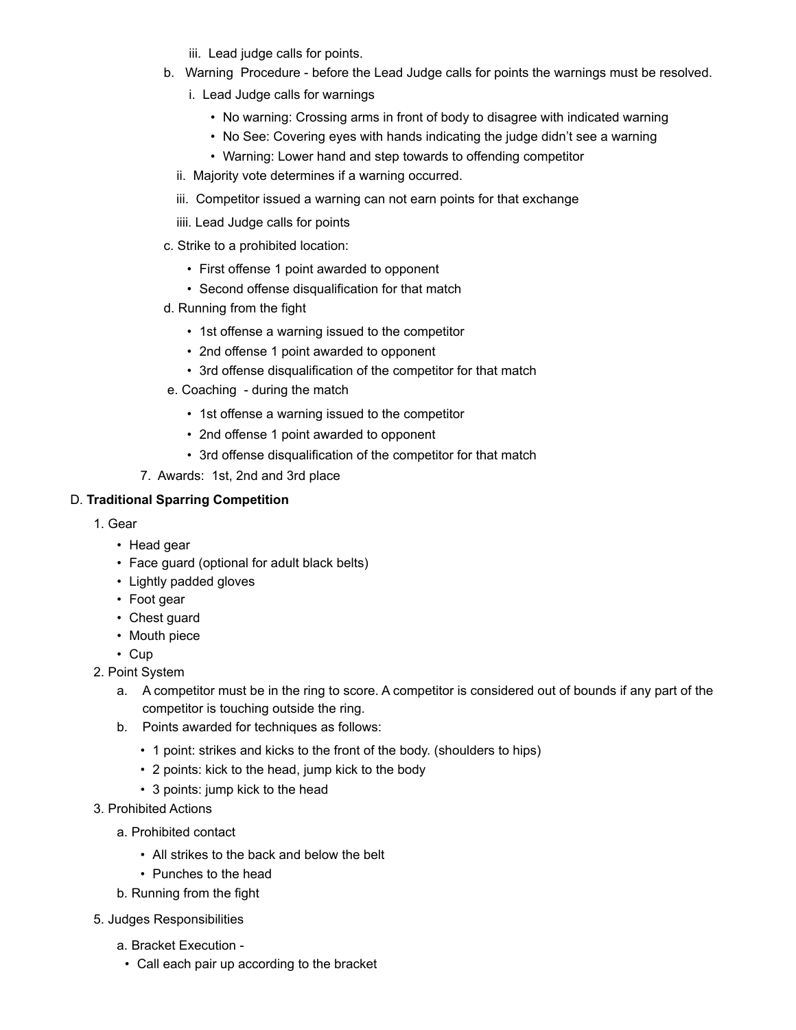iii. Lead judge calls for points.

b. Warning Procedure - before the Lead Judge calls for points the warnings must be resolved.

i. Lead Judge calls for warnings

- No warning: Crossing arms in front of body to disagree with indicated warning
- No See: Covering eyes with hands indicating the judge didn't see a warning
- Warning: Lower hand and step towards to offending competitor

ii. Majority vote determines if a warning occurred.

iii. Competitor issued a warning can not earn points for that exchange

iiii. Lead Judge calls for points

c. Strike to a prohibited location:

- First offense 1 point awarded to opponent
- Second offense disqualification for that match

d. Running from the fight

- 1st offense a warning issued to the competitor
- 2nd offense 1 point awarded to opponent
- 3rd offense disqualification of the competitor for that match

e. Coaching - during the match

- 1st offense a warning issued to the competitor
- 2nd offense 1 point awarded to opponent
- 3rd offense disqualification of the competitor for that match

7. Awards: 1st, 2nd and 3rd place

D. **Traditional Sparring Competition**

1. Gear
   - Head gear
   - Face guard (optional for adult black belts)
   - Lightly padded gloves
   - Foot gear
   - Chest guard
   - Mouth piece
   - Cup
2. Point System
   a. A competitor must be in the ring to score. A competitor is considered out of bounds if any part of the competitor is touching outside the ring.
   b. Points awarded for techniques as follows:
      - 1 point: strikes and kicks to the front of the body. (shoulders to hips)
      - 2 points: kick to the head, jump kick to the body
      - 3 points: jump kick to the head
3. Prohibited Actions
   a. Prohibited contact
      - All strikes to the back and below the belt
      - Punches to the head

   b. Running from the fight

5. Judges Responsibilities

   a. Bracket Execution -
   - Call each pair up according to the bracket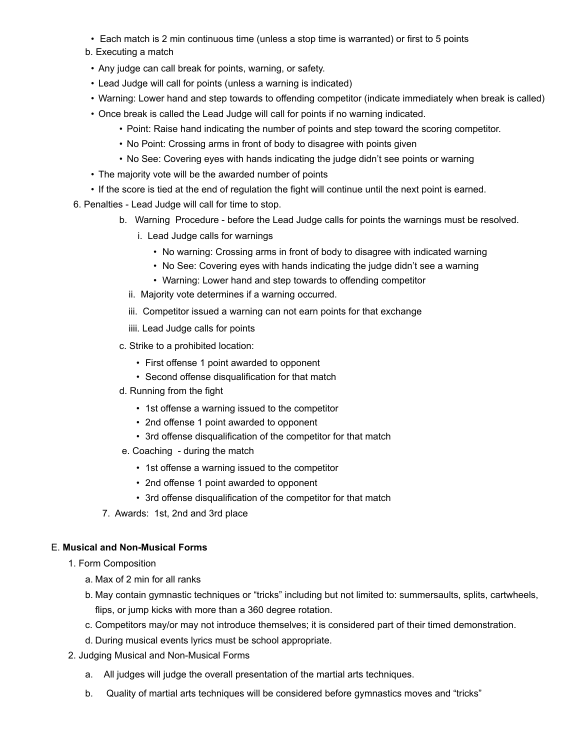- Each match is 2 min continuous time (unless a stop time is warranted) or first to 5 points

b. Executing a match

- Any judge can call break for points, warning, or safety.
- Lead Judge will call for points (unless a warning is indicated)
- Warning: Lower hand and step towards to offending competitor (indicate immediately when break is called)
- Once break is called the Lead Judge will call for points if no warning indicated.
  - Point: Raise hand indicating the number of points and step toward the scoring competitor.
  - No Point: Crossing arms in front of body to disagree with points given
  - No See: Covering eyes with hands indicating the judge didn't see points or warning
- The majority vote will be the awarded number of points
- If the score is tied at the end of regulation the fight will continue until the next point is earned.

6. Penalties - Lead Judge will call for time to stop.

b. Warning Procedure - before the Lead Judge calls for points the warnings must be resolved.

i. Lead Judge calls for warnings

- No warning: Crossing arms in front of body to disagree with indicated warning
- No See: Covering eyes with hands indicating the judge didn't see a warning
- Warning: Lower hand and step towards to offending competitor

ii. Majority vote determines if a warning occurred.

iii. Competitor issued a warning can not earn points for that exchange

iiii. Lead Judge calls for points

c. Strike to a prohibited location:

- First offense 1 point awarded to opponent
- Second offense disqualification for that match

d. Running from the fight

- 1st offense a warning issued to the competitor
- 2nd offense 1 point awarded to opponent
- 3rd offense disqualification of the competitor for that match

e. Coaching - during the match

- 1st offense a warning issued to the competitor
- 2nd offense 1 point awarded to opponent
- 3rd offense disqualification of the competitor for that match

7. Awards: 1st, 2nd and 3rd place

E. **Musical and Non-Musical Forms**

1. Form Composition

a. Max of 2 min for all ranks

b. May contain gymnastic techniques or "tricks" including but not limited to: summersaults, splits, cartwheels, flips, or jump kicks with more than a 360 degree rotation.

c. Competitors may/or may not introduce themselves; it is considered part of their timed demonstration.

d. During musical events lyrics must be school appropriate.

2. Judging Musical and Non-Musical Forms

a. All judges will judge the overall presentation of the martial arts techniques.

b. Quality of martial arts techniques will be considered before gymnastics moves and "tricks"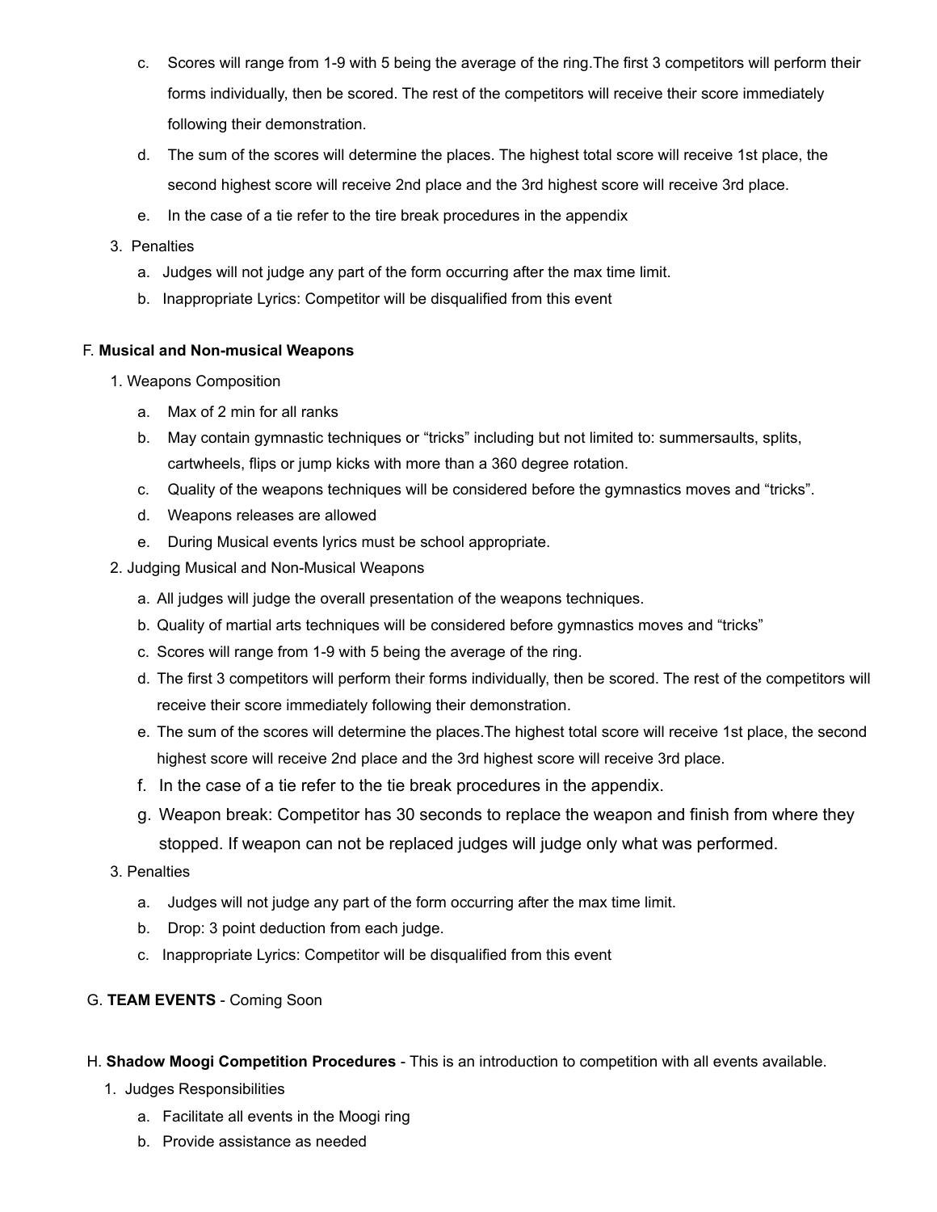c. Scores will range from 1-9 with 5 being the average of the ring.The first 3 competitors will perform their forms individually, then be scored. The rest of the competitors will receive their score immediately following their demonstration.

d. The sum of the scores will determine the places. The highest total score will receive 1st place, the second highest score will receive 2nd place and the 3rd highest score will receive 3rd place.

e. In the case of a tie refer to the tire break procedures in the appendix

3. Penalties
   a. Judges will not judge any part of the form occurring after the max time limit.
   b. Inappropriate Lyrics: Competitor will be disqualified from this event

F. **Musical and Non-musical Weapons**

1. Weapons Composition
   a. Max of 2 min for all ranks
   b. May contain gymnastic techniques or "tricks" including but not limited to: summersaults, splits, cartwheels, flips or jump kicks with more than a 360 degree rotation.
   c. Quality of the weapons techniques will be considered before the gymnastics moves and "tricks".
   d. Weapons releases are allowed
   e. During Musical events lyrics must be school appropriate.
2. Judging Musical and Non-Musical Weapons
   a. All judges will judge the overall presentation of the weapons techniques.
   b. Quality of martial arts techniques will be considered before gymnastics moves and "tricks"
   c. Scores will range from 1-9 with 5 being the average of the ring.
   d. The first 3 competitors will perform their forms individually, then be scored. The rest of the competitors will receive their score immediately following their demonstration.
   e. The sum of the scores will determine the places.The highest total score will receive 1st place, the second highest score will receive 2nd place and the 3rd highest score will receive 3rd place.
   f. In the case of a tie refer to the tie break procedures in the appendix.
   g. Weapon break: Competitor has 30 seconds to replace the weapon and finish from where they stopped. If weapon can not be replaced judges will judge only what was performed.
3. Penalties
   a. Judges will not judge any part of the form occurring after the max time limit.
   b. Drop: 3 point deduction from each judge.
   c. Inappropriate Lyrics: Competitor will be disqualified from this event

G. **TEAM EVENTS** - Coming Soon

H. **Shadow Moogi Competition Procedures** - This is an introduction to competition with all events available.

1. Judges Responsibilities
   a. Facilitate all events in the Moogi ring
   b. Provide assistance as needed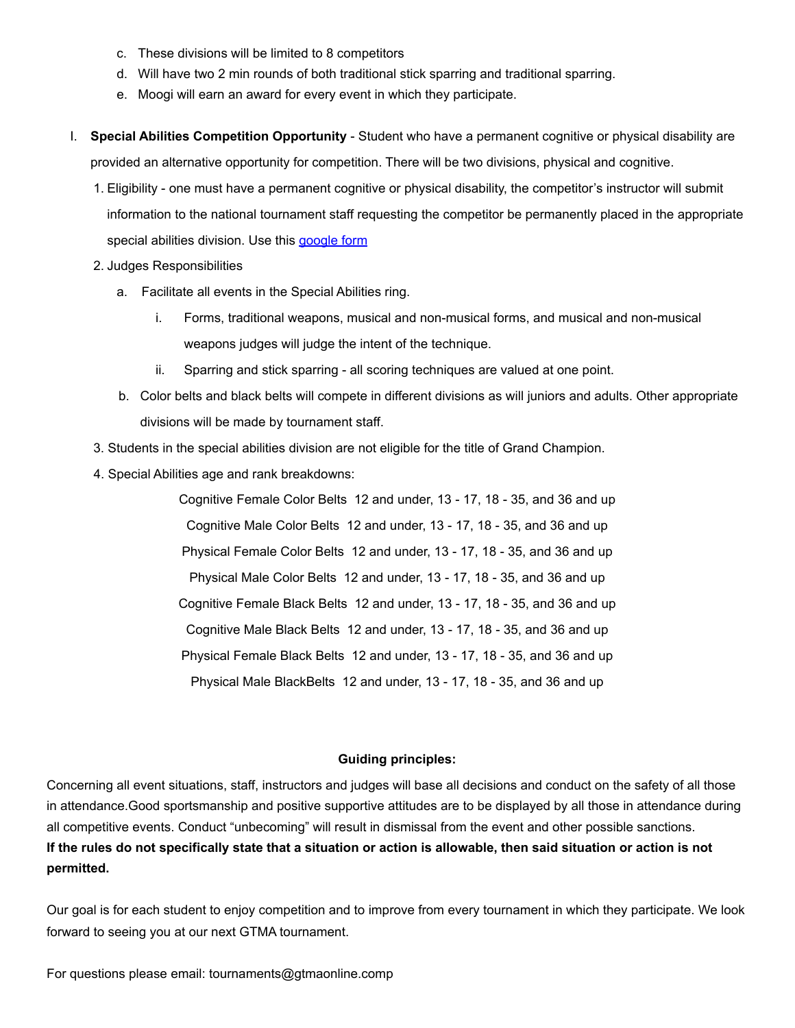c. These divisions will be limited to 8 competitors

d. Will have two 2 min rounds of both traditional stick sparring and traditional sparring.

e. Moogi will earn an award for every event in which they participate.

I. **Special Abilities Competition Opportunity** - Student who have a permanent cognitive or physical disability are provided an alternative opportunity for competition. There will be two divisions, physical and cognitive.

1. Eligibility - one must have a permanent cognitive or physical disability, the competitor's instructor will submit information to the national tournament staff requesting the competitor be permanently placed in the appropriate special abilities division. Use this google form
2. Judges Responsibilities
   a. Facilitate all events in the Special Abilities ring.
      i. Forms, traditional weapons, musical and non-musical forms, and musical and non-musical weapons judges will judge the intent of the technique.
      ii. Sparring and stick sparring - all scoring techniques are valued at one point.
   b. Color belts and black belts will compete in different divisions as will juniors and adults. Other appropriate divisions will be made by tournament staff.
3. Students in the special abilities division are not eligible for the title of Grand Champion.
4. Special Abilities age and rank breakdowns:

Cognitive Female Color Belts 12 and under, 13 - 17, 18 - 35, and 36 and up

Cognitive Male Color Belts 12 and under, 13 - 17, 18 - 35, and 36 and up

Physical Female Color Belts 12 and under, 13 - 17, 18 - 35, and 36 and up

Physical Male Color Belts 12 and under, 13 - 17, 18 - 35, and 36 and up

Cognitive Female Black Belts 12 and under, 13 - 17, 18 - 35, and 36 and up

Cognitive Male Black Belts 12 and under, 13 - 17, 18 - 35, and 36 and up

Physical Female Black Belts 12 and under, 13 - 17, 18 - 35, and 36 and up

Physical Male BlackBelts 12 and under, 13 - 17, 18 - 35, and 36 and up

**Guiding principles:**

Concerning all event situations, staff, instructors and judges will base all decisions and conduct on the safety of all those in attendance.Good sportsmanship and positive supportive attitudes are to be displayed by all those in attendance during all competitive events. Conduct "unbecoming" will result in dismissal from the event and other possible sanctions.
**If the rules do not specifically state that a situation or action is allowable, then said situation or action is not permitted.**

Our goal is for each student to enjoy competition and to improve from every tournament in which they participate. We look forward to seeing you at our next GTMA tournament.

For questions please email: tournaments@gtmaonline.comp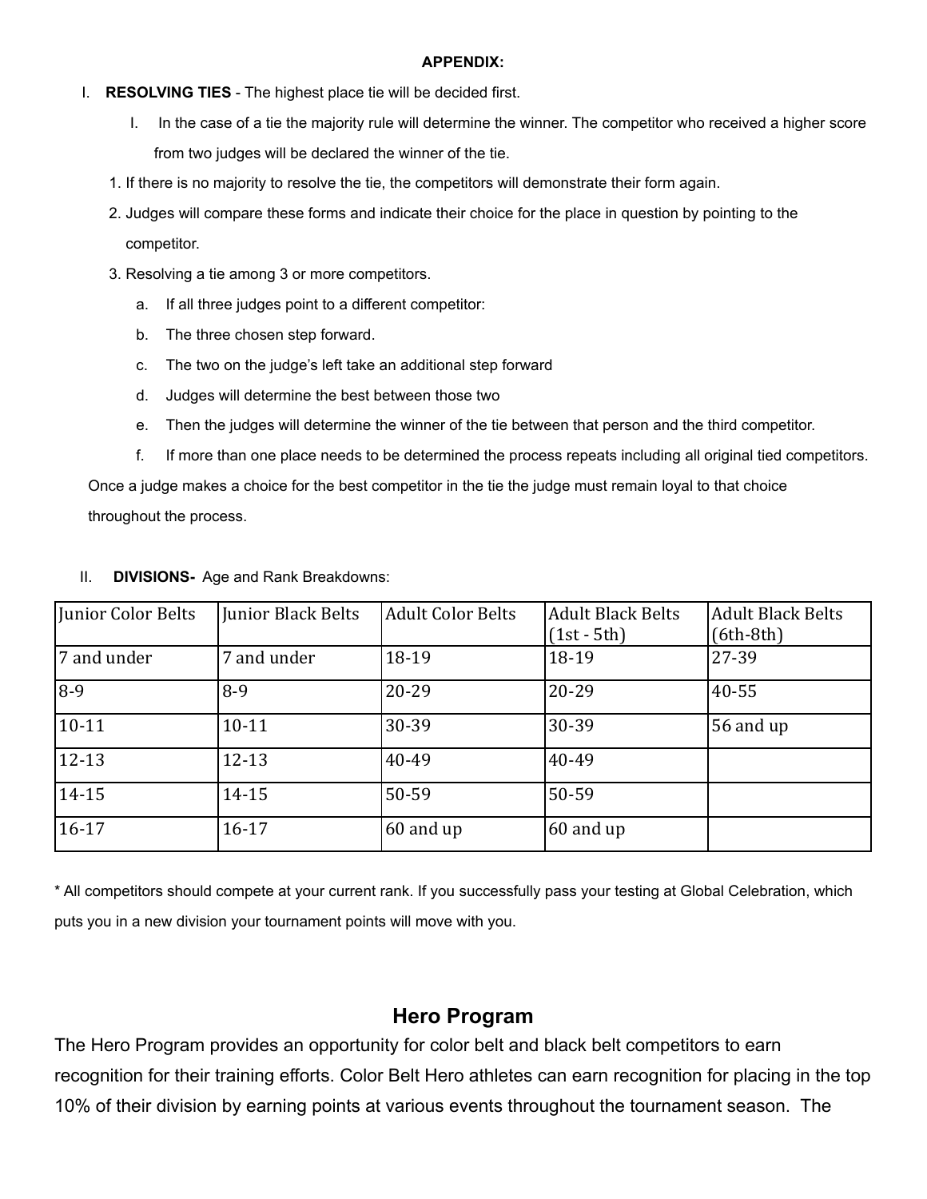**APPENDIX:**

I. **RESOLVING TIES** - The highest place tie will be decided first.

   I. In the case of a tie the majority rule will determine the winner. The competitor who received a higher score from two judges will be declared the winner of the tie.

1. If there is no majority to resolve the tie, the competitors will demonstrate their form again.
2. Judges will compare these forms and indicate their choice for the place in question by pointing to the competitor.
3. Resolving a tie among 3 or more competitors.
   a. If all three judges point to a different competitor:
   b. The three chosen step forward.
   c. The two on the judge's left take an additional step forward
   d. Judges will determine the best between those two
   e. Then the judges will determine the winner of the tie between that person and the third competitor.
   f. If more than one place needs to be determined the process repeats including all original tied competitors.

Once a judge makes a choice for the best competitor in the tie the judge must remain loyal to that choice throughout the process.

II. **DIVISIONS-** Age and Rank Breakdowns:

| Junior Color Belts | Junior Black Belts | Adult Color Belts | Adult Black Belts (1st - 5th) | Adult Black Belts (6th-8th) |
|---|---|---|---|---|
| 7 and under | 7 and under | 18-19 | 18-19 | 27-39 |
| 8-9 | 8-9 | 20-29 | 20-29 | 40-55 |
| 10-11 | 10-11 | 30-39 | 30-39 | 56 and up |
| 12-13 | 12-13 | 40-49 | 40-49 | |
| 14-15 | 14-15 | 50-59 | 50-59 | |
| 16-17 | 16-17 | 60 and up | 60 and up | |

* All competitors should compete at your current rank. If you successfully pass your testing at Global Celebration, which puts you in a new division your tournament points will move with you.

## Hero Program

The Hero Program provides an opportunity for color belt and black belt competitors to earn recognition for their training efforts. Color Belt Hero athletes can earn recognition for placing in the top 10% of their division by earning points at various events throughout the tournament season. The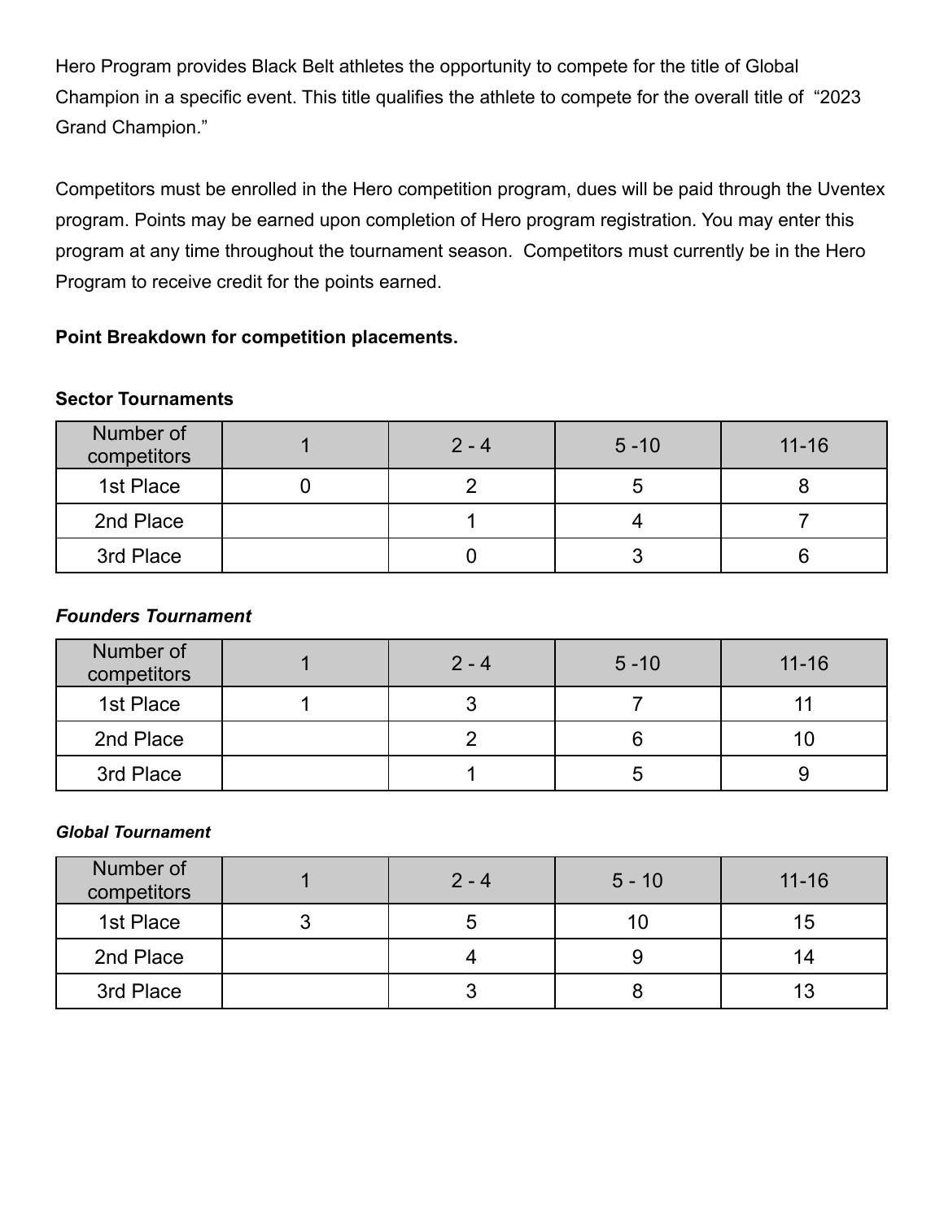Hero Program provides Black Belt athletes the opportunity to compete for the title of Global Champion in a specific event. This title qualifies the athlete to compete for the overall title of "2023 Grand Champion."

Competitors must be enrolled in the Hero competition program, dues will be paid through the Uventex program. Points may be earned upon completion of Hero program registration. You may enter this program at any time throughout the tournament season. Competitors must currently be in the Hero Program to receive credit for the points earned.

**Point Breakdown for competition placements.**

**Sector Tournaments**

| Number of competitors | 1 | 2 - 4 | 5 -10 | 11-16 |
|---|---|---|---|---|
| 1st Place | 0 | 2 | 5 | 8 |
| 2nd Place | | 1 | 4 | 7 |
| 3rd Place | | 0 | 3 | 6 |

***Founders Tournament***

| Number of competitors | 1 | 2 - 4 | 5 -10 | 11-16 |
|---|---|---|---|---|
| 1st Place | 1 | 3 | 7 | 11 |
| 2nd Place | | 2 | 6 | 10 |
| 3rd Place | | 1 | 5 | 9 |

***Global Tournament***

| Number of competitors | 1 | 2 - 4 | 5 - 10 | 11-16 |
|---|---|---|---|---|
| 1st Place | 3 | 5 | 10 | 15 |
| 2nd Place | | 4 | 9 | 14 |
| 3rd Place | | 3 | 8 | 13 |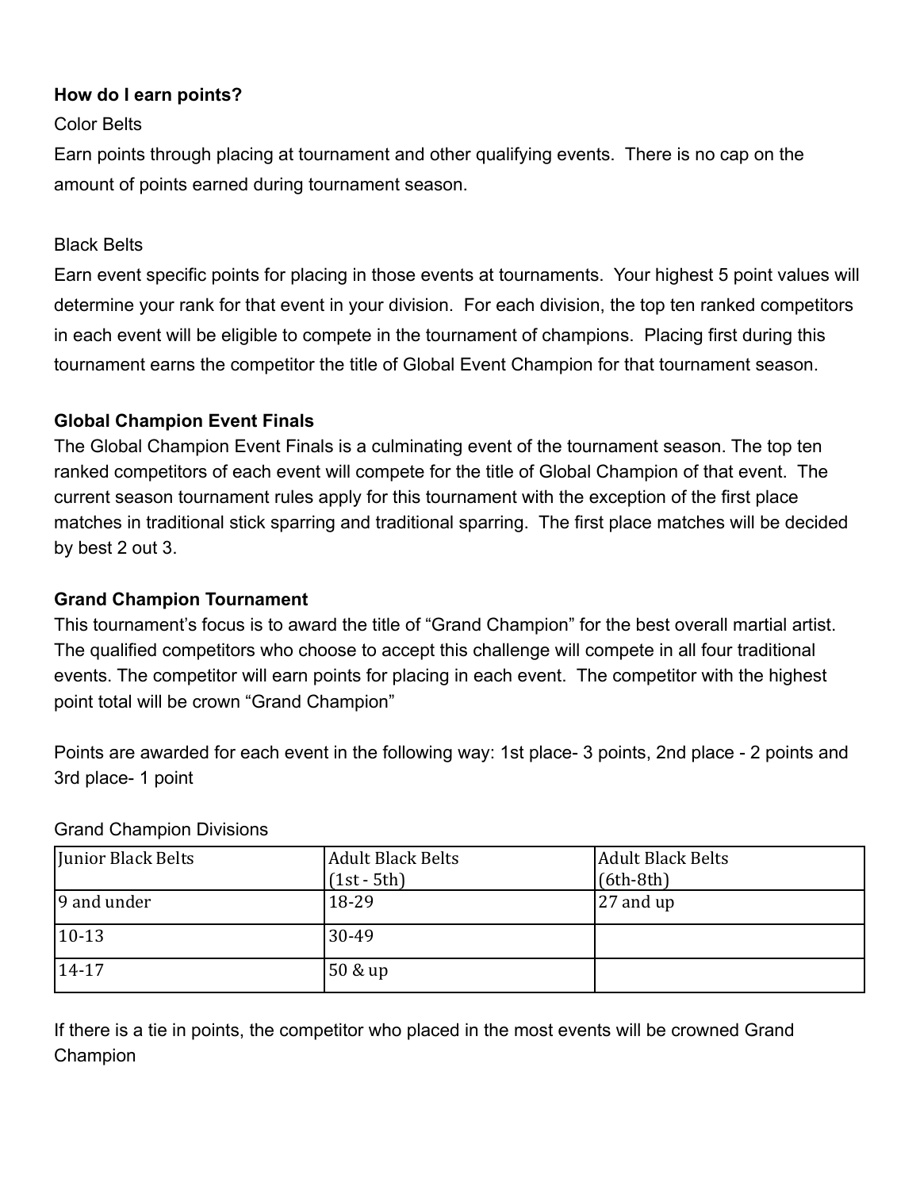**How do I earn points?**

Color Belts

Earn points through placing at tournament and other qualifying events. There is no cap on the amount of points earned during tournament season.

Black Belts

Earn event specific points for placing in those events at tournaments. Your highest 5 point values will determine your rank for that event in your division. For each division, the top ten ranked competitors in each event will be eligible to compete in the tournament of champions. Placing first during this tournament earns the competitor the title of Global Event Champion for that tournament season.

**Global Champion Event Finals**

The Global Champion Event Finals is a culminating event of the tournament season. The top ten ranked competitors of each event will compete for the title of Global Champion of that event. The current season tournament rules apply for this tournament with the exception of the first place matches in traditional stick sparring and traditional sparring. The first place matches will be decided by best 2 out 3.

**Grand Champion Tournament**

This tournament's focus is to award the title of "Grand Champion" for the best overall martial artist. The qualified competitors who choose to accept this challenge will compete in all four traditional events. The competitor will earn points for placing in each event. The competitor with the highest point total will be crown "Grand Champion"

Points are awarded for each event in the following way: 1st place- 3 points, 2nd place - 2 points and 3rd place- 1 point

Grand Champion Divisions

| Junior Black Belts | Adult Black Belts (1st - 5th) | Adult Black Belts (6th-8th) |
|---|---|---|
| 9 and under | 18-29 | 27 and up |
| 10-13 | 30-49 | |
| 14-17 | 50 & up | |

If there is a tie in points, the competitor who placed in the most events will be crowned Grand Champion